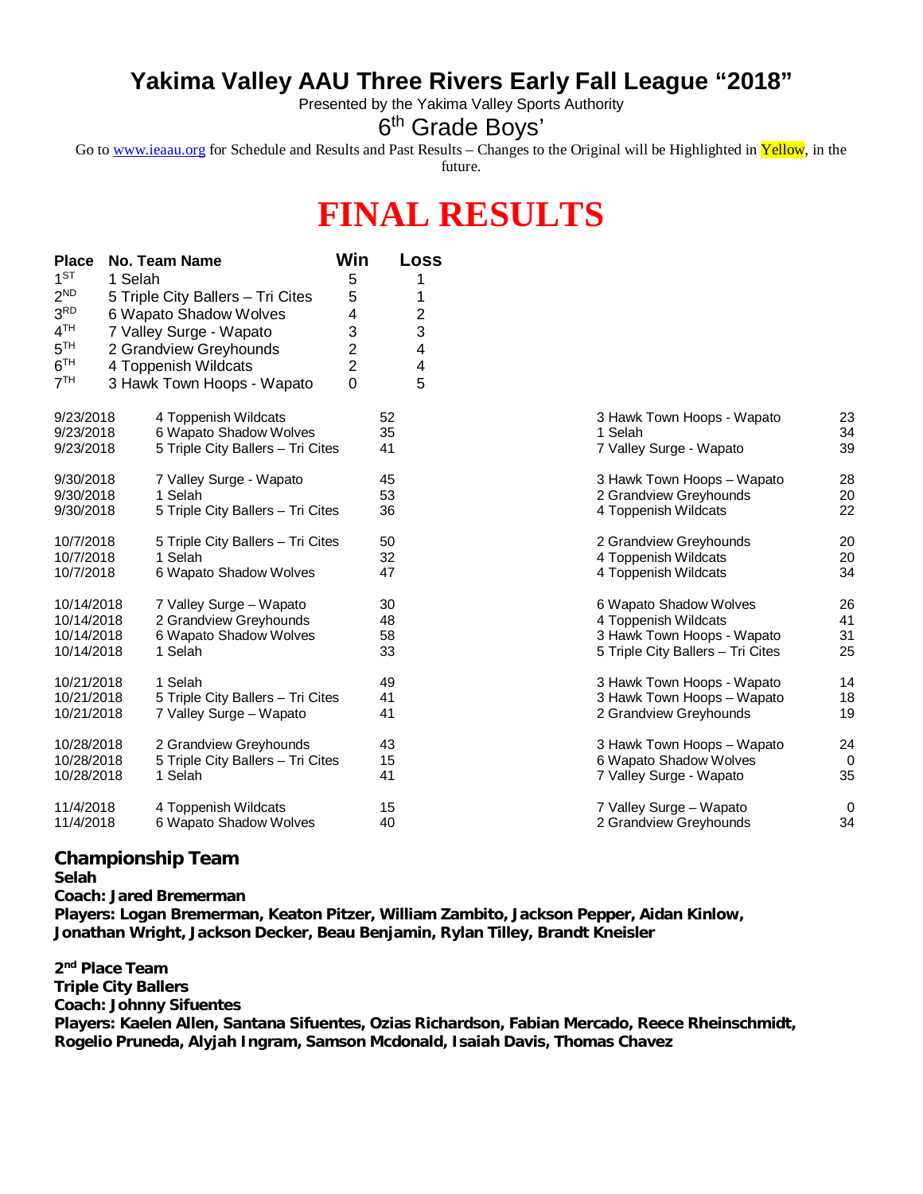# Yakima Valley AAU Three Rivers Early Fall League "2018"

Presented by the Yakima Valley Sports Authority

## 6th Grade Boys'

Go to www.ieaau.org for Schedule and Results and Past Results – Changes to the Original will be Highlighted in Yellow, in the future.

# FINAL RESULTS

| Place | No. Team Name | Win | Loss |
|---|---|---|---|
| 1ST | 1 Selah | 5 | 1 |
| 2ND | 5 Triple City Ballers – Tri Cites | 5 | 1 |
| 3RD | 6 Wapato Shadow Wolves | 4 | 2 |
| 4TH | 7 Valley Surge - Wapato | 3 | 3 |
| 5TH | 2 Grandview Greyhounds | 2 | 4 |
| 6TH | 4 Toppenish Wildcats | 2 | 4 |
| 7TH | 3 Hawk Town Hoops - Wapato | 0 | 5 |

| Date | Team | Score | Opponent | Score |
|---|---|---|---|---|
| 9/23/2018 | 4 Toppenish Wildcats | 52 | 3 Hawk Town Hoops - Wapato | 23 |
| 9/23/2018 | 6 Wapato Shadow Wolves | 35 | 1 Selah | 34 |
| 9/23/2018 | 5 Triple City Ballers – Tri Cites | 41 | 7 Valley Surge - Wapato | 39 |
| 9/30/2018 | 7 Valley Surge - Wapato | 45 | 3 Hawk Town Hoops – Wapato | 28 |
| 9/30/2018 | 1 Selah | 53 | 2 Grandview Greyhounds | 20 |
| 9/30/2018 | 5 Triple City Ballers – Tri Cites | 36 | 4 Toppenish Wildcats | 22 |
| 10/7/2018 | 5 Triple City Ballers – Tri Cites | 50 | 2 Grandview Greyhounds | 20 |
| 10/7/2018 | 1 Selah | 32 | 4 Toppenish Wildcats | 20 |
| 10/7/2018 | 6 Wapato Shadow Wolves | 47 | 4 Toppenish Wildcats | 34 |
| 10/14/2018 | 7 Valley Surge – Wapato | 30 | 6 Wapato Shadow Wolves | 26 |
| 10/14/2018 | 2 Grandview Greyhounds | 48 | 4 Toppenish Wildcats | 41 |
| 10/14/2018 | 6 Wapato Shadow Wolves | 58 | 3 Hawk Town Hoops - Wapato | 31 |
| 10/14/2018 | 1 Selah | 33 | 5 Triple City Ballers – Tri Cites | 25 |
| 10/21/2018 | 1 Selah | 49 | 3 Hawk Town Hoops - Wapato | 14 |
| 10/21/2018 | 5 Triple City Ballers – Tri Cites | 41 | 3 Hawk Town Hoops – Wapato | 18 |
| 10/21/2018 | 7 Valley Surge – Wapato | 41 | 2 Grandview Greyhounds | 19 |
| 10/28/2018 | 2 Grandview Greyhounds | 43 | 3 Hawk Town Hoops – Wapato | 24 |
| 10/28/2018 | 5 Triple City Ballers – Tri Cites | 15 | 6 Wapato Shadow Wolves | 0 |
| 10/28/2018 | 1 Selah | 41 | 7 Valley Surge - Wapato | 35 |
| 11/4/2018 | 4 Toppenish Wildcats | 15 | 7 Valley Surge – Wapato | 0 |
| 11/4/2018 | 6 Wapato Shadow Wolves | 40 | 2 Grandview Greyhounds | 34 |

**Championship Team**
**Selah**
**Coach: Jared Bremerman**
**Players: Logan Bremerman, Keaton Pitzer, William Zambito, Jackson Pepper, Aidan Kinlow, Jonathan Wright, Jackson Decker, Beau Benjamin, Rylan Tilley, Brandt Kneisler**

**2nd Place Team**
**Triple City Ballers**
**Coach: Johnny Sifuentes**
**Players: Kaelen Allen, Santana Sifuentes, Ozias Richardson, Fabian Mercado, Reece Rheinschmidt, Rogelio Pruneda, Alyjah Ingram, Samson Mcdonald, Isaiah Davis, Thomas Chavez**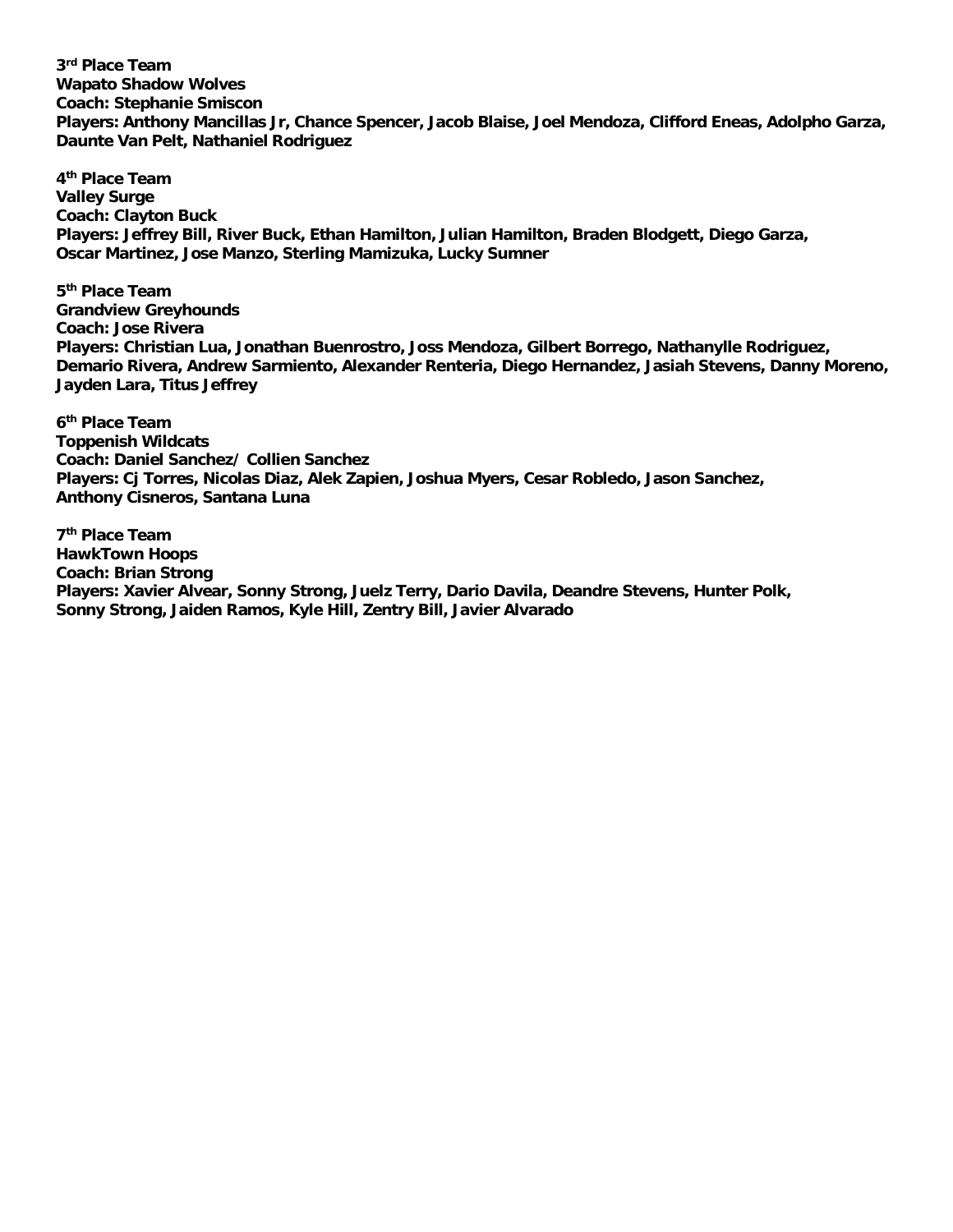**3rd Place Team**
**Wapato Shadow Wolves**
**Coach: Stephanie Smiscon**
**Players: Anthony Mancillas Jr, Chance Spencer, Jacob Blaise, Joel Mendoza, Clifford Eneas, Adolpho Garza, Daunte Van Pelt, Nathaniel Rodriguez**

**4th Place Team**
**Valley Surge**
**Coach: Clayton Buck**
**Players: Jeffrey Bill, River Buck, Ethan Hamilton, Julian Hamilton, Braden Blodgett, Diego Garza, Oscar Martinez, Jose Manzo, Sterling Mamizuka, Lucky Sumner**

**5th Place Team**
**Grandview Greyhounds**
**Coach: Jose Rivera**
**Players: Christian Lua, Jonathan Buenrostro, Joss Mendoza, Gilbert Borrego, Nathanylle Rodriguez, Demario Rivera, Andrew Sarmiento, Alexander Renteria, Diego Hernandez, Jasiah Stevens, Danny Moreno, Jayden Lara, Titus Jeffrey**

**6th Place Team**
**Toppenish Wildcats**
**Coach: Daniel Sanchez/ Collien Sanchez**
**Players: Cj Torres, Nicolas Diaz, Alek Zapien, Joshua Myers, Cesar Robledo, Jason Sanchez, Anthony Cisneros, Santana Luna**

**7th Place Team**
**HawkTown Hoops**
**Coach: Brian Strong**
**Players: Xavier Alvear, Sonny Strong, Juelz Terry, Dario Davila, Deandre Stevens, Hunter Polk, Sonny Strong, Jaiden Ramos, Kyle Hill, Zentry Bill, Javier Alvarado**